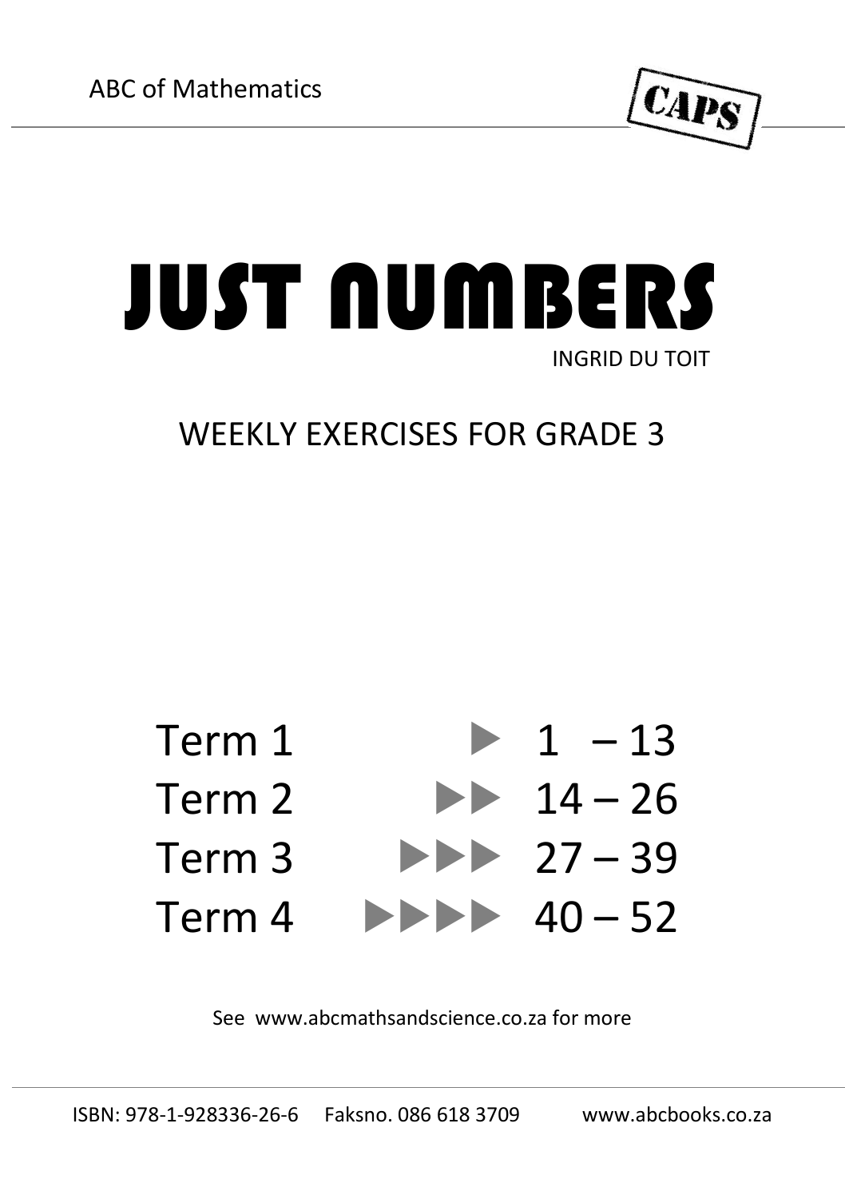ABC of Mathematics

CAPS

# JUST NUMBERS

INGRID DU TOIT

## WEEKLY EXERCISES FOR GRADE 3

| | | |
|---|---|---|
| Term 1 | ▶ | 1 – 13 |
| Term 2 | ▶▶ | 14 – 26 |
| Term 3 | ▶▶▶ | 27 – 39 |
| Term 4 | ▶▶▶▶ | 40 – 52 |

See www.abcmathsandscience.co.za for more

ISBN: 978-1-928336-26-6 Faksno. 086 618 3709 www.abcbooks.co.za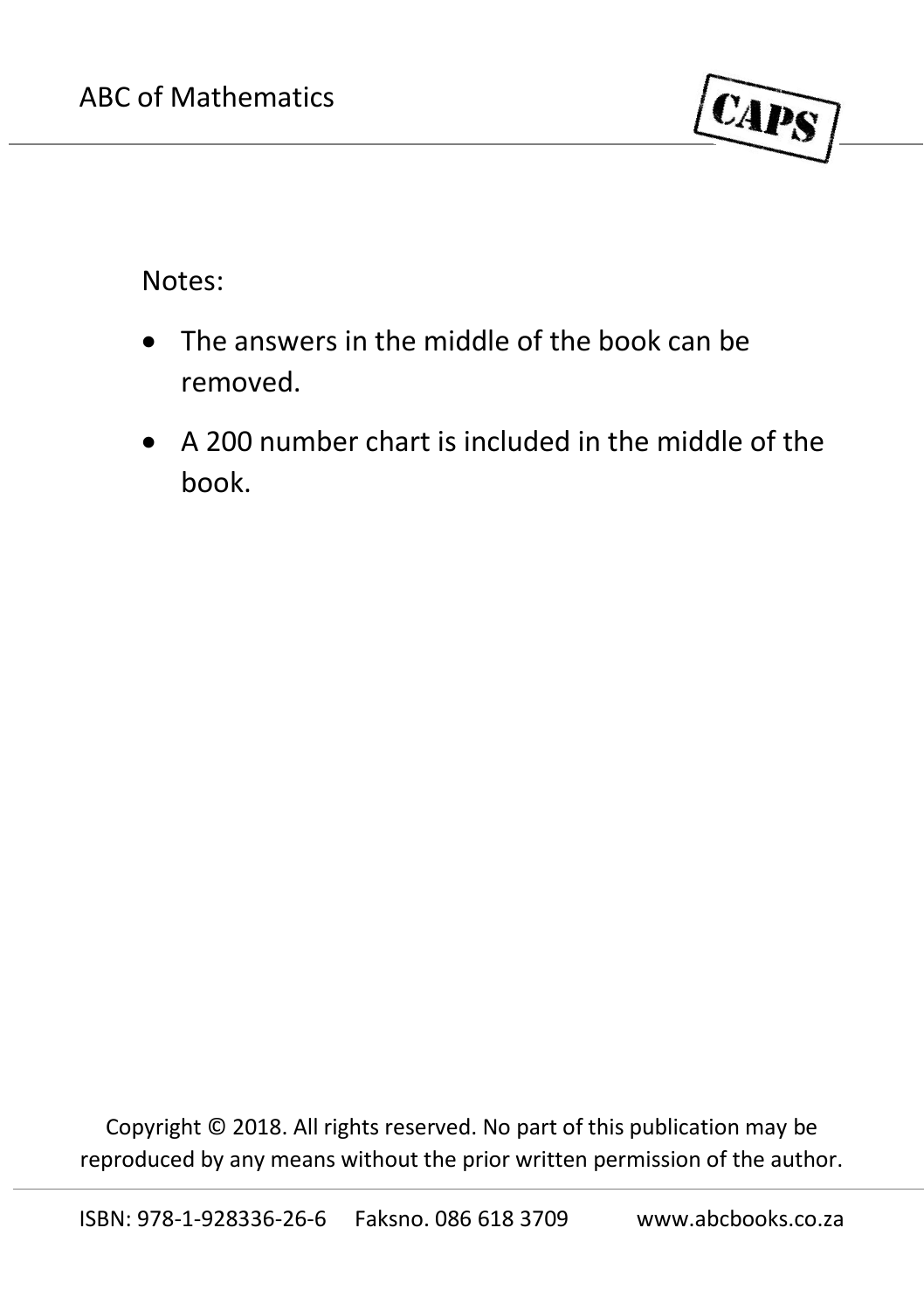Notes:

- The answers in the middle of the book can be removed.
- A 200 number chart is included in the middle of the book.

Copyright © 2018. All rights reserved. No part of this publication may be reproduced by any means without the prior written permission of the author.

ISBN: 978-1-928336-26-6 Faksno. 086 618 3709 www.abcbooks.co.za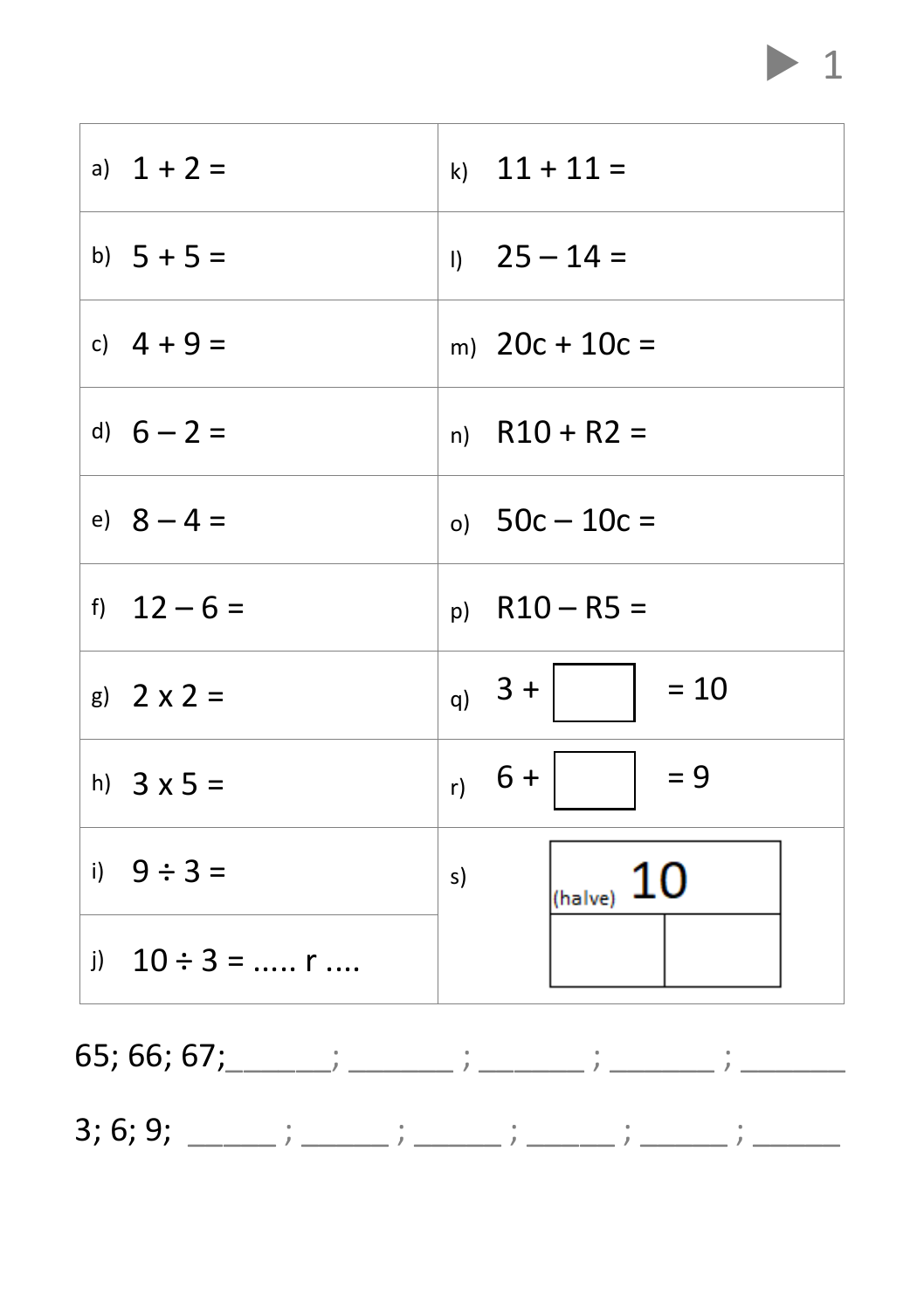| | |
|---|---|
| a) $1 + 2 =$ | k) $11 + 11 =$ |
| b) $5 + 5 =$ | l) $25 - 14 =$ |
| c) $4 + 9 =$ | m) 20c + 10c = |
| d) $6 - 2 =$ | n) R10 + R2 = |
| e) $8 - 4 =$ | o) 50c – 10c = |
| f) $12 - 6 =$ | p) R10 – R5 = |
| g) $2 \times 2 =$ | q) $3 + \square = 10$ |
| h) $3 \times 5 =$ | r) $6 + \square = 9$ |
| i) $9 \div 3 =$ | s) (halve) 10 → ☐ ☐ |
| j) $10 \div 3 =$ ..... r .... | |

65; 66; 67;______; ______ ; ______ ; ______ ; ______

3; 6; 9; _____ ; _____ ; _____ ; _____ ; _____ ; _____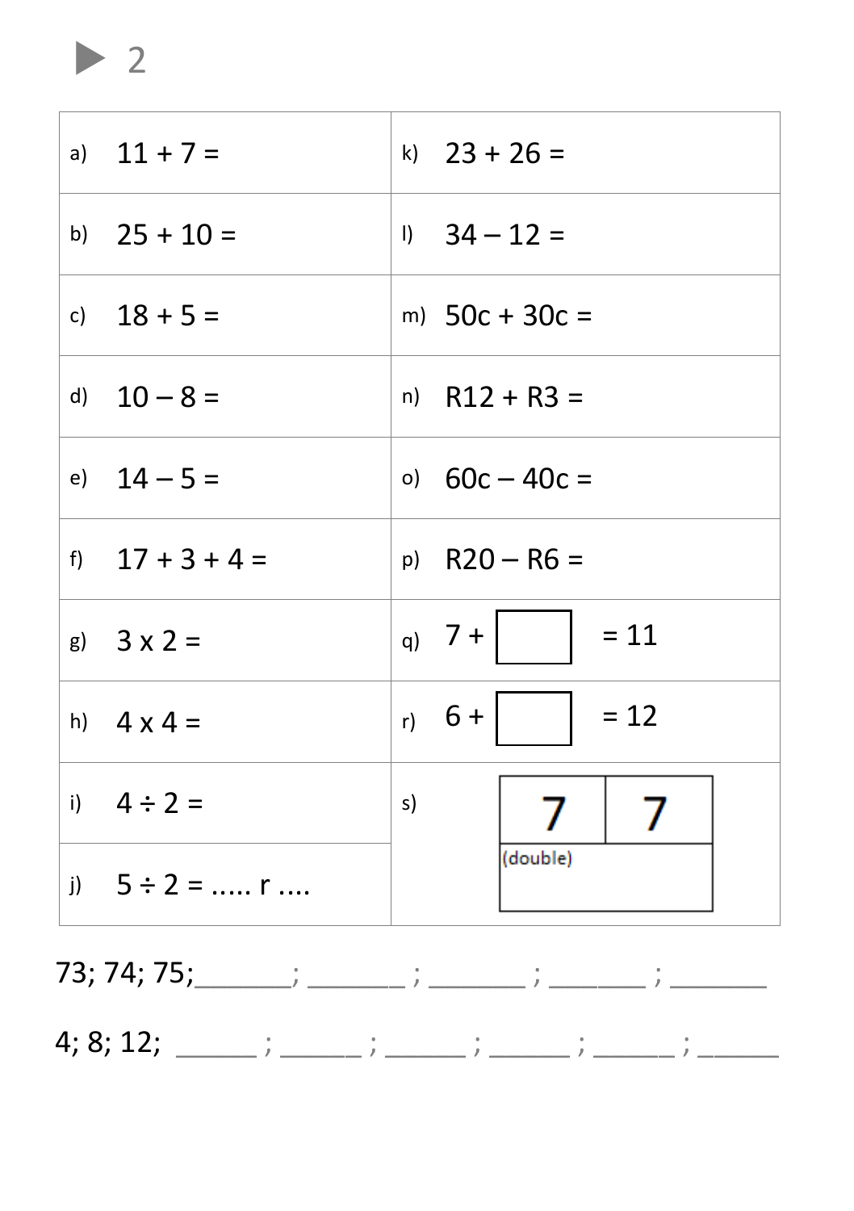▶ 2

| | | | |
|---|---|---|---|
| a) | 11 + 7 = | k) | 23 + 26 = |
| b) | 25 + 10 = | l) | 34 – 12 = |
| c) | 18 + 5 = | m) | 50c + 30c = |
| d) | 10 – 8 = | n) | R12 + R3 = |
| e) | 14 – 5 = | o) | 60c – 40c = |
| f) | 17 + 3 + 4 = | p) | R20 – R6 = |
| g) | 3 x 2 = | q) | 7 + ☐ = 11 |
| h) | 4 x 4 = | r) | 6 + ☐ = 12 |
| i) | 4 ÷ 2 = | s) | 7 \| 7 (double) ☐ |
| j) | 5 ÷ 2 = ..... r .... | | |

73; 74; 75;_______; _______ ; _______ ; _______ ; _______

4; 8; 12; ______ ; ______ ; ______ ; ______ ; ______ ; ______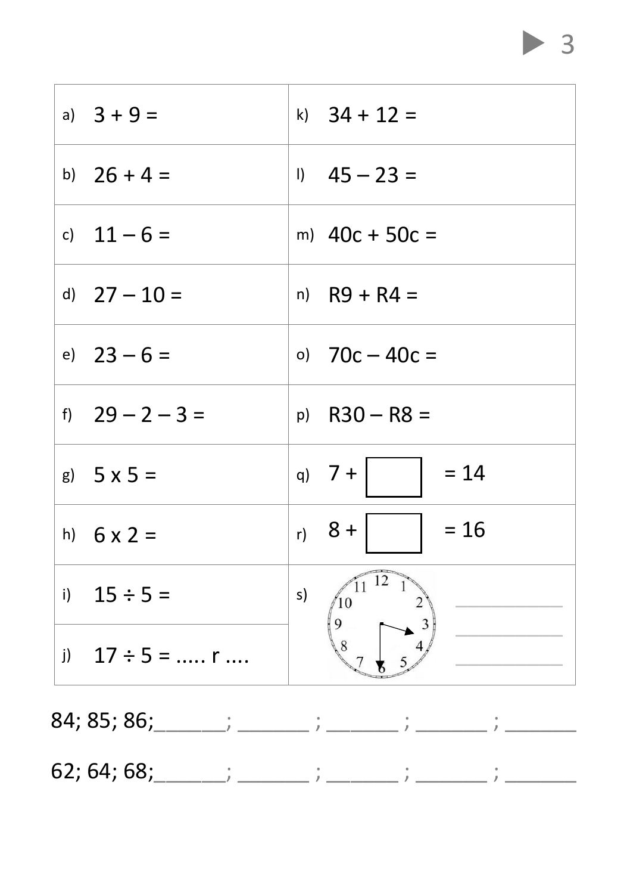| | |
|---|---|
| a) 3 + 9 = | k) 34 + 12 = |
| b) 26 + 4 = | l) 45 – 23 = |
| c) 11 – 6 = | m) 40c + 50c = |
| d) 27 – 10 = | n) R9 + R4 = |
| e) 23 – 6 = | o) 70c – 40c = |
| f) 29 – 2 – 3 = | p) R30 – R8 = |
| g) 5 x 5 = | q) 7 + ☐ = 14 |
| h) 6 x 2 = | r) 8 + ☐ = 16 |
| i) 15 ÷ 5 = | s) ____________ ____________ ____________ |
| j) 17 ÷ 5 = ..... r .... | |

84; 85; 86;______; ______ ; ______ ; ______ ; ______

62; 64; 68;______; ______ ; ______ ; ______ ; ______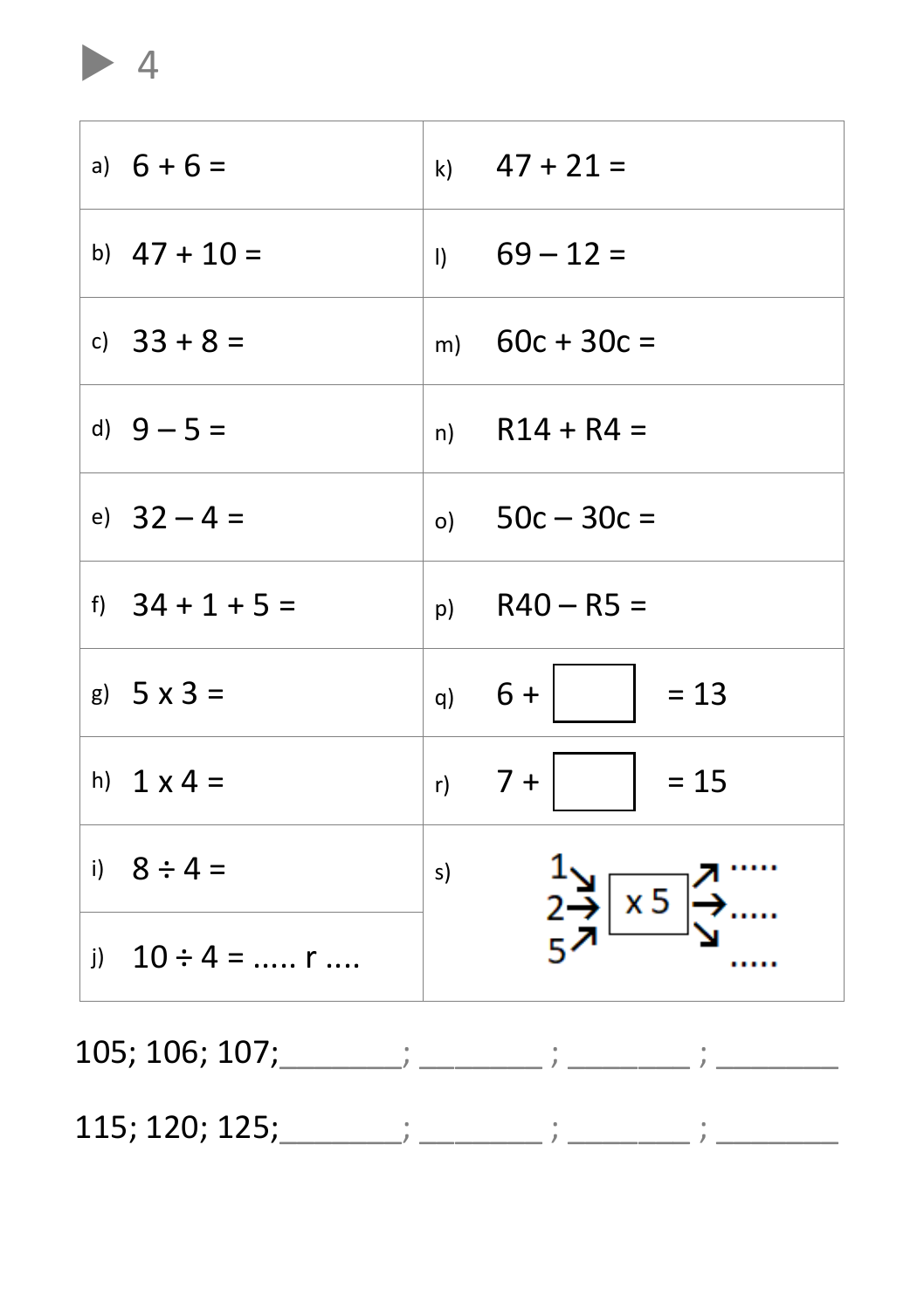## 4

| | |
|---|---|
| a) 6 + 6 = | k) 47 + 21 = |
| b) 47 + 10 = | l) 69 – 12 = |
| c) 33 + 8 = | m) 60c + 30c = |
| d) 9 – 5 = | n) R14 + R4 = |
| e) 32 – 4 = | o) 50c – 30c = |
| f) 34 + 1 + 5 = | p) R40 – R5 = |
| g) 5 x 3 = | q) 6 + ☐ = 13 |
| h) 1 x 4 = | r) 7 + ☐ = 15 |
| i) 8 ÷ 4 = | s) 1 ↘ 2 → 5 ↗ [x 5] ↗ ..... → ..... ↘ ..... |
| j) 10 ÷ 4 = ..... r .... | |

105; 106; 107;_______; _______ ; _______ ; _______

115; 120; 125;_______; _______ ; _______ ; _______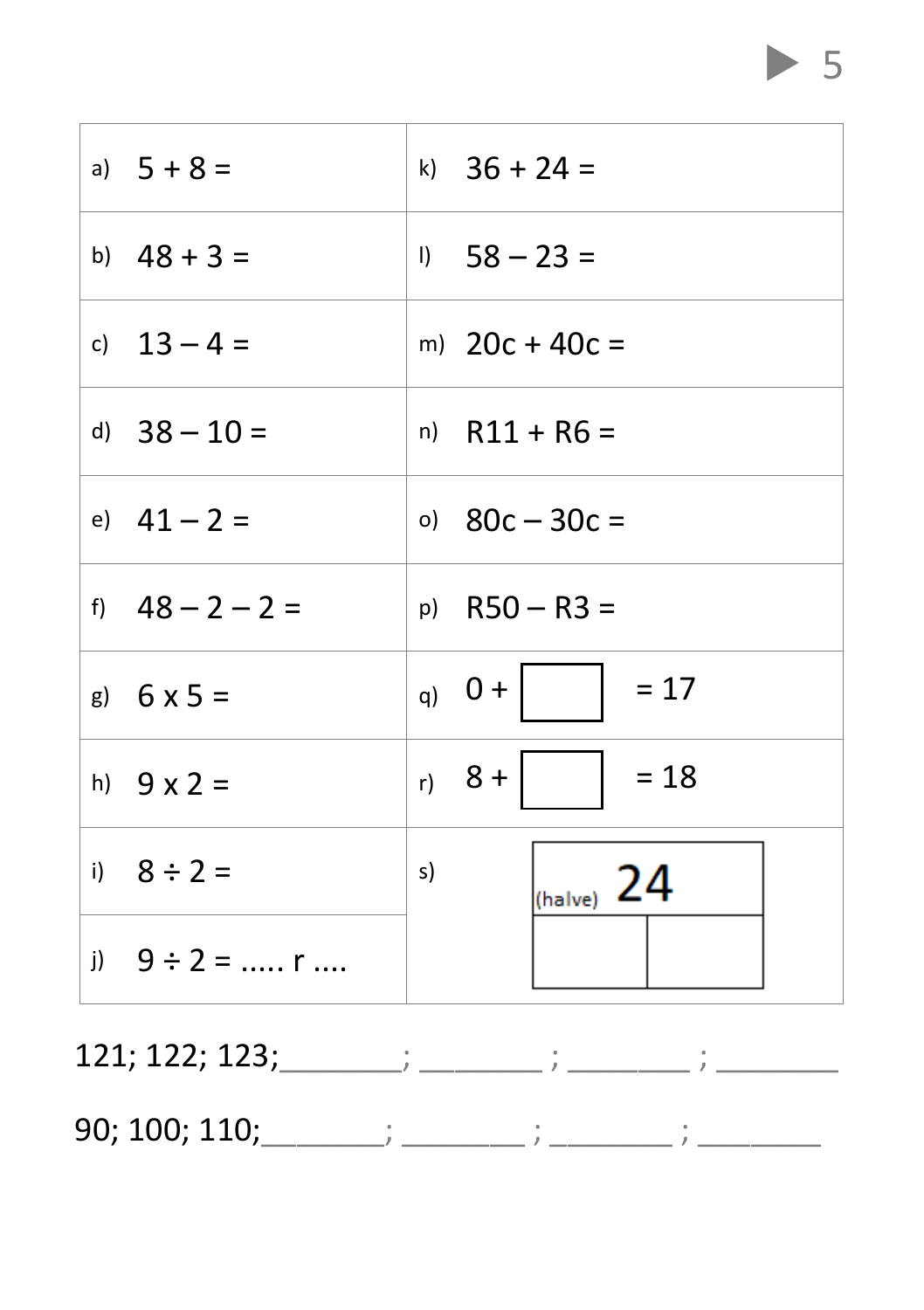| | |
|---|---|
| a) 5 + 8 = | k) 36 + 24 = |
| b) 48 + 3 = | l) 58 – 23 = |
| c) 13 – 4 = | m) 20c + 40c = |
| d) 38 – 10 = | n) R11 + R6 = |
| e) 41 – 2 = | o) 80c – 30c = |
| f) 48 – 2 – 2 = | p) R50 – R3 = |
| g) 6 x 5 = | q) 0 + ☐ = 17 |
| h) 9 x 2 = | r) 8 + ☐ = 18 |
| i) 8 ÷ 2 = | s) (halve) 24 ☐ ☐ |
| j) 9 ÷ 2 = ..... r .... | |

121; 122; 123;_______; _______ ; _______ ; _______

90; 100; 110;_______; _______ ; _______ ; _______